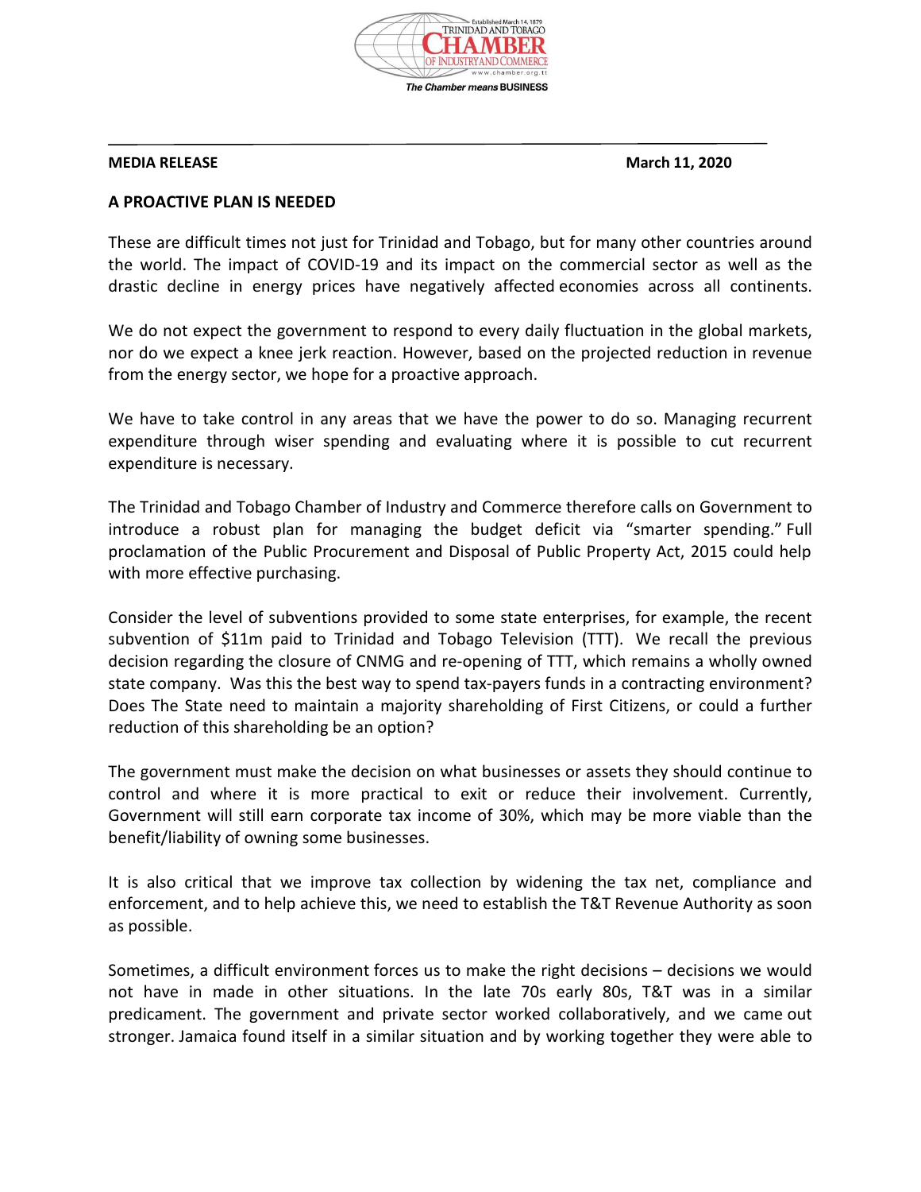**MEDIA RELEASE** **March 11, 2020**

## A PROACTIVE PLAN IS NEEDED

These are difficult times not just for Trinidad and Tobago, but for many other countries around the world. The impact of COVID-19 and its impact on the commercial sector as well as the drastic decline in energy prices have negatively affected economies across all continents.

We do not expect the government to respond to every daily fluctuation in the global markets, nor do we expect a knee jerk reaction. However, based on the projected reduction in revenue from the energy sector, we hope for a proactive approach.

We have to take control in any areas that we have the power to do so. Managing recurrent expenditure through wiser spending and evaluating where it is possible to cut recurrent expenditure is necessary.

The Trinidad and Tobago Chamber of Industry and Commerce therefore calls on Government to introduce a robust plan for managing the budget deficit via "smarter spending." Full proclamation of the Public Procurement and Disposal of Public Property Act, 2015 could help with more effective purchasing.

Consider the level of subventions provided to some state enterprises, for example, the recent subvention of $11m paid to Trinidad and Tobago Television (TTT). We recall the previous decision regarding the closure of CNMG and re-opening of TTT, which remains a wholly owned state company. Was this the best way to spend tax-payers funds in a contracting environment? Does The State need to maintain a majority shareholding of First Citizens, or could a further reduction of this shareholding be an option?

The government must make the decision on what businesses or assets they should continue to control and where it is more practical to exit or reduce their involvement. Currently, Government will still earn corporate tax income of 30%, which may be more viable than the benefit/liability of owning some businesses.

It is also critical that we improve tax collection by widening the tax net, compliance and enforcement, and to help achieve this, we need to establish the T&T Revenue Authority as soon as possible.

Sometimes, a difficult environment forces us to make the right decisions – decisions we would not have in made in other situations. In the late 70s early 80s, T&T was in a similar predicament. The government and private sector worked collaboratively, and we came out stronger. Jamaica found itself in a similar situation and by working together they were able to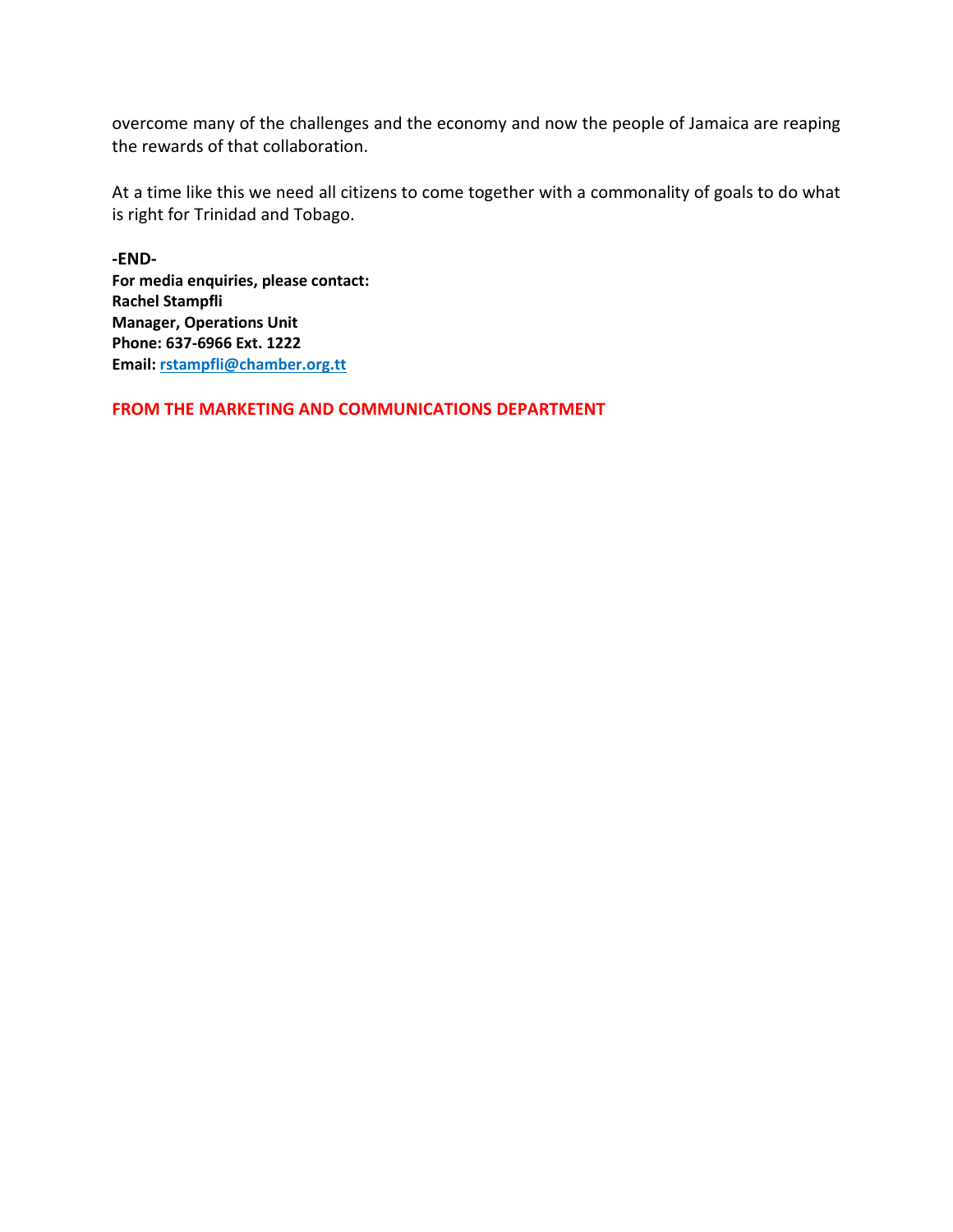overcome many of the challenges and the economy and now the people of Jamaica are reaping the rewards of that collaboration.

At a time like this we need all citizens to come together with a commonality of goals to do what is right for Trinidad and Tobago.

**-END-**
**For media enquiries, please contact:**
**Rachel Stampfli**
**Manager, Operations Unit**
**Phone: 637-6966 Ext. 1222**
**Email: rstampfli@chamber.org.tt**

**FROM THE MARKETING AND COMMUNICATIONS DEPARTMENT**